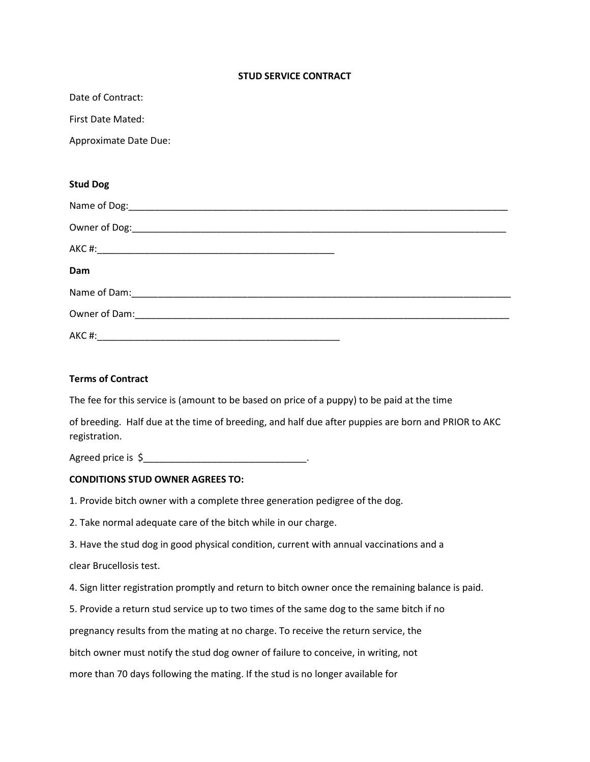# STUD SERVICE CONTRACT

Date of Contract:

First Date Mated:

Approximate Date Due:

**Stud Dog**

Name of Dog:_____________________________________________________________________________

Owner of Dog:____________________________________________________________________________

AKC #:_____________________________________________

**Dam**

Name of Dam:_____________________________________________________________________________

Owner of Dam:____________________________________________________________________________

AKC #:_____________________________________________

**Terms of Contract**

The fee for this service is (amount to be based on price of a puppy) to be paid at the time

of breeding. Half due at the time of breeding, and half due after puppies are born and PRIOR to AKC registration.

Agreed price is $_____________________________.

**CONDITIONS STUD OWNER AGREES TO:**

1. Provide bitch owner with a complete three generation pedigree of the dog.

2. Take normal adequate care of the bitch while in our charge.

3. Have the stud dog in good physical condition, current with annual vaccinations and a clear Brucellosis test.

4. Sign litter registration promptly and return to bitch owner once the remaining balance is paid.

5. Provide a return stud service up to two times of the same dog to the same bitch if no pregnancy results from the mating at no charge. To receive the return service, the bitch owner must notify the stud dog owner of failure to conceive, in writing, not more than 70 days following the mating. If the stud is no longer available for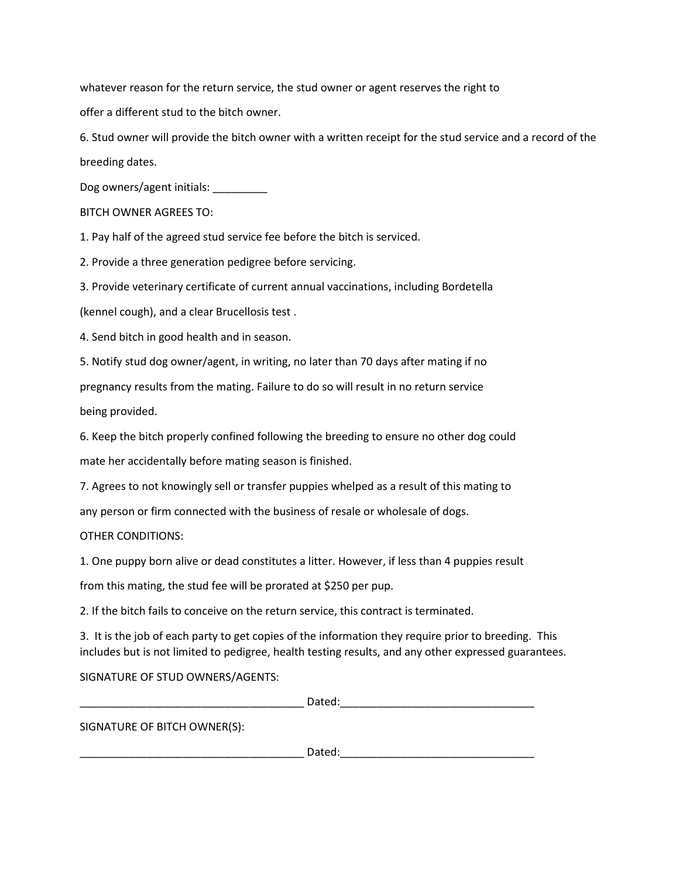whatever reason for the return service, the stud owner or agent reserves the right to offer a different stud to the bitch owner.

6. Stud owner will provide the bitch owner with a written receipt for the stud service and a record of the breeding dates.

Dog owners/agent initials: _________

BITCH OWNER AGREES TO:

1. Pay half of the agreed stud service fee before the bitch is serviced.
2. Provide a three generation pedigree before servicing.
3. Provide veterinary certificate of current annual vaccinations, including Bordetella (kennel cough), and a clear Brucellosis test .
4. Send bitch in good health and in season.
5. Notify stud dog owner/agent, in writing, no later than 70 days after mating if no pregnancy results from the mating. Failure to do so will result in no return service being provided.
6. Keep the bitch properly confined following the breeding to ensure no other dog could mate her accidentally before mating season is finished.
7. Agrees to not knowingly sell or transfer puppies whelped as a result of this mating to any person or firm connected with the business of resale or wholesale of dogs.

OTHER CONDITIONS:

1. One puppy born alive or dead constitutes a litter. However, if less than 4 puppies result from this mating, the stud fee will be prorated at $250 per pup.
2. If the bitch fails to conceive on the return service, this contract is terminated.
3. It is the job of each party to get copies of the information they require prior to breeding. This includes but is not limited to pedigree, health testing results, and any other expressed guarantees.

SIGNATURE OF STUD OWNERS/AGENTS:

_____________________________________ Dated:_______________________________

SIGNATURE OF BITCH OWNER(S):

_____________________________________ Dated:_______________________________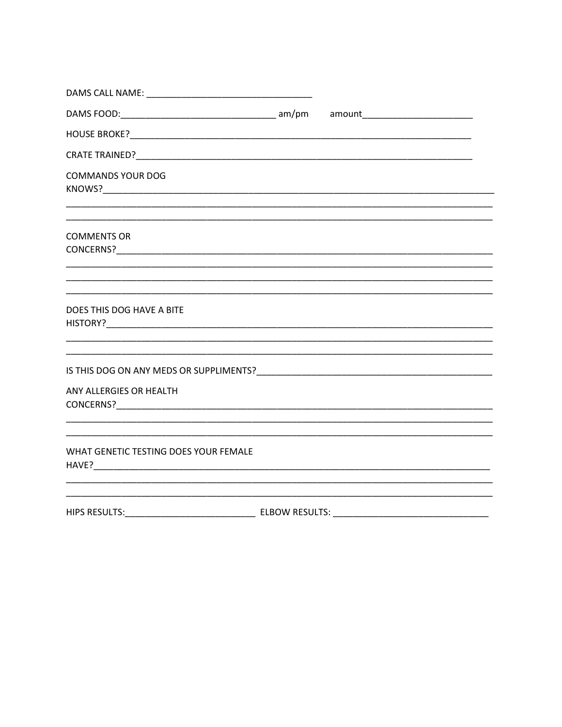DAMS CALL NAME: ________________________________

DAMS FOOD:_____________________________ am/pm amount____________________

HOUSE BROKE?__________________________________________________________________

CRATE TRAINED?________________________________________________________________

COMMANDS YOUR DOG KNOWS?______________________________________________________________________

_______________________________________________________________________________

_______________________________________________________________________________

COMMENTS OR CONCERNS?______________________________________________________________________

_______________________________________________________________________________

_______________________________________________________________________________

_______________________________________________________________________________

DOES THIS DOG HAVE A BITE HISTORY?______________________________________________________________________

_______________________________________________________________________________

_______________________________________________________________________________

IS THIS DOG ON ANY MEDS OR SUPPLIMENTS?____________________________________________

ANY ALLERGIES OR HEALTH CONCERNS?______________________________________________________________________

_______________________________________________________________________________

_______________________________________________________________________________

WHAT GENETIC TESTING DOES YOUR FEMALE HAVE?______________________________________________________________________

_______________________________________________________________________________

_______________________________________________________________________________

HIPS RESULTS:_________________________ ELBOW RESULTS: _____________________________